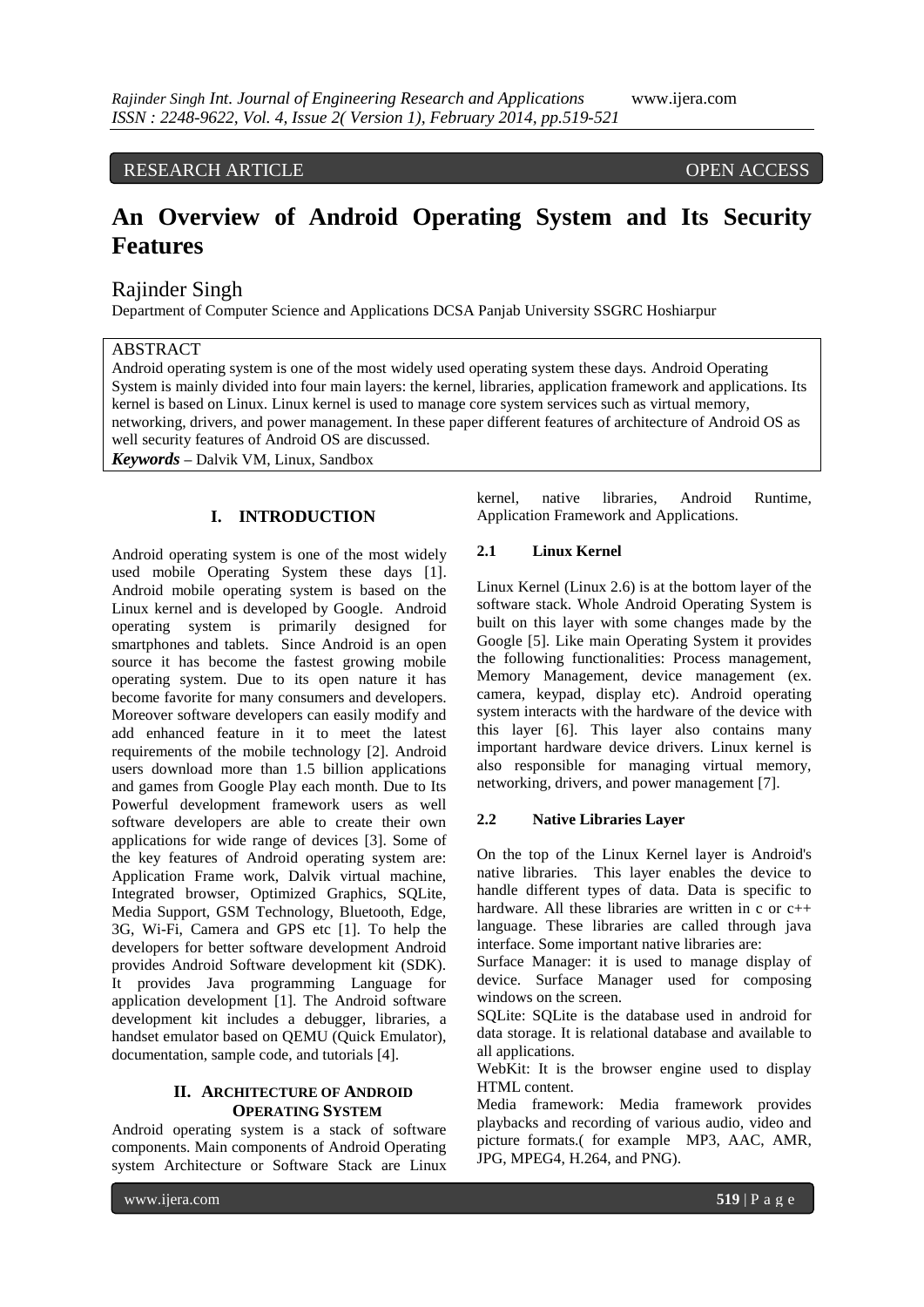RESEARCH ARTICLE OPEN ACCESS

# An Overview of Android Operating System and Its Security Features

Rajinder Singh

Department of Computer Science and Applications DCSA Panjab University SSGRC Hoshiarpur

## ABSTRACT

Android operating system is one of the most widely used operating system these days. Android Operating System is mainly divided into four main layers: the kernel, libraries, application framework and applications. Its kernel is based on Linux. Linux kernel is used to manage core system services such as virtual memory, networking, drivers, and power management. In these paper different features of architecture of Android OS as well security features of Android OS are discussed.

***Keywords*** **–** Dalvik VM, Linux, Sandbox

## I. INTRODUCTION

Android operating system is one of the most widely used mobile Operating System these days [1]. Android mobile operating system is based on the Linux kernel and is developed by Google. Android operating system is primarily designed for smartphones and tablets. Since Android is an open source it has become the fastest growing mobile operating system. Due to its open nature it has become favorite for many consumers and developers. Moreover software developers can easily modify and add enhanced feature in it to meet the latest requirements of the mobile technology [2]. Android users download more than 1.5 billion applications and games from Google Play each month. Due to Its Powerful development framework users as well software developers are able to create their own applications for wide range of devices [3]. Some of the key features of Android operating system are: Application Frame work, Dalvik virtual machine, Integrated browser, Optimized Graphics, SQLite, Media Support, GSM Technology, Bluetooth, Edge, 3G, Wi-Fi, Camera and GPS etc [1]. To help the developers for better software development Android provides Android Software development kit (SDK). It provides Java programming Language for application development [1]. The Android software development kit includes a debugger, libraries, a handset emulator based on QEMU (Quick Emulator), documentation, sample code, and tutorials [4].

## II. ARCHITECTURE OF ANDROID OPERATING SYSTEM

Android operating system is a stack of software components. Main components of Android Operating system Architecture or Software Stack are Linux kernel, native libraries, Android Runtime, Application Framework and Applications.

### 2.1 Linux Kernel

Linux Kernel (Linux 2.6) is at the bottom layer of the software stack. Whole Android Operating System is built on this layer with some changes made by the Google [5]. Like main Operating System it provides the following functionalities: Process management, Memory Management, device management (ex. camera, keypad, display etc). Android operating system interacts with the hardware of the device with this layer [6]. This layer also contains many important hardware device drivers. Linux kernel is also responsible for managing virtual memory, networking, drivers, and power management [7].

### 2.2 Native Libraries Layer

On the top of the Linux Kernel layer is Android's native libraries. This layer enables the device to handle different types of data. Data is specific to hardware. All these libraries are written in c or c++ language. These libraries are called through java interface. Some important native libraries are:

Surface Manager: it is used to manage display of device. Surface Manager used for composing windows on the screen.

SQLite: SQLite is the database used in android for data storage. It is relational database and available to all applications.

WebKit: It is the browser engine used to display HTML content.

Media framework: Media framework provides playbacks and recording of various audio, video and picture formats.( for example MP3, AAC, AMR, JPG, MPEG4, H.264, and PNG).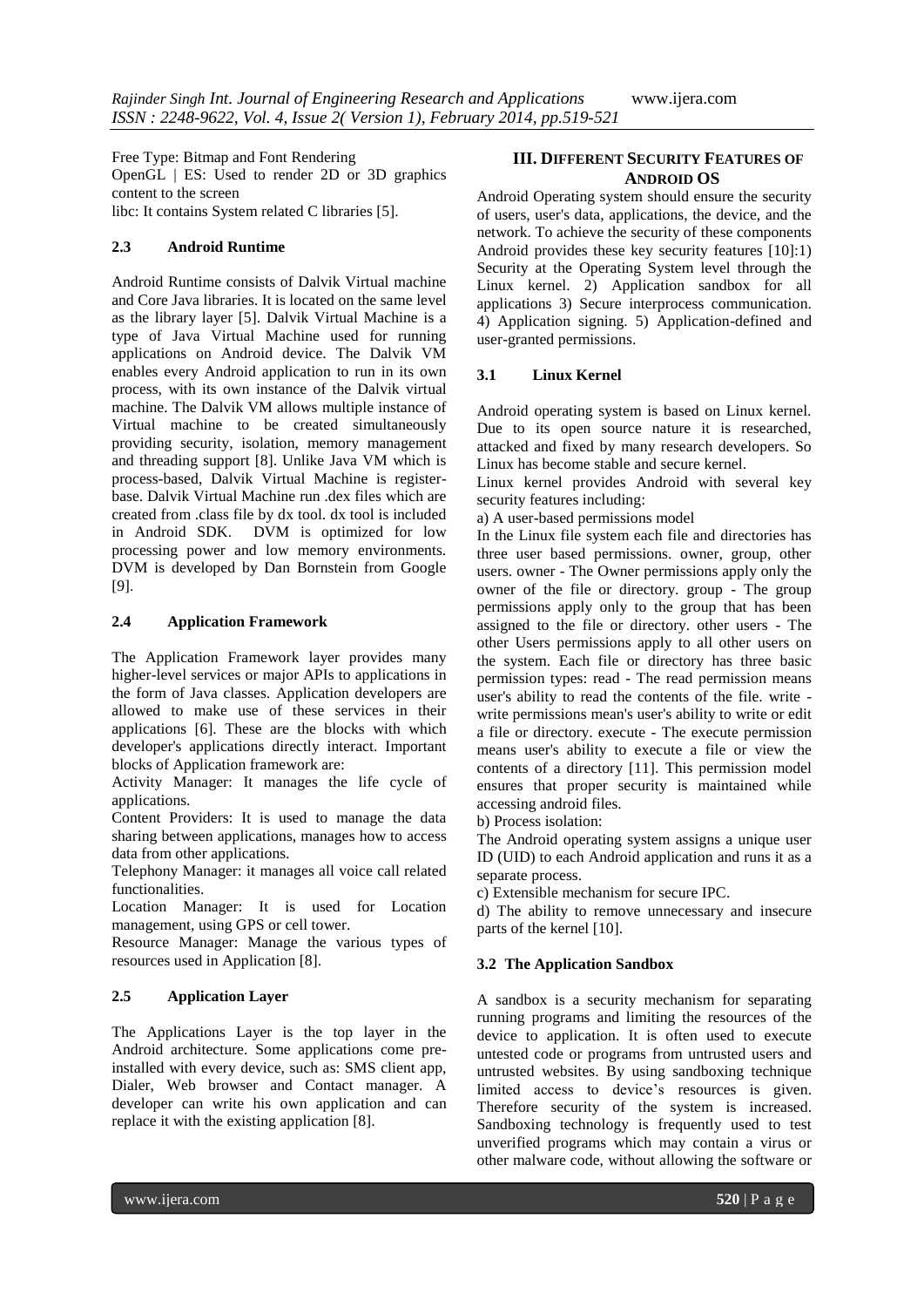Free Type: Bitmap and Font Rendering

OpenGL | ES: Used to render 2D or 3D graphics content to the screen

libc: It contains System related C libraries [5].

### 2.3 Android Runtime

Android Runtime consists of Dalvik Virtual machine and Core Java libraries. It is located on the same level as the library layer [5]. Dalvik Virtual Machine is a type of Java Virtual Machine used for running applications on Android device. The Dalvik VM enables every Android application to run in its own process, with its own instance of the Dalvik virtual machine. The Dalvik VM allows multiple instance of Virtual machine to be created simultaneously providing security, isolation, memory management and threading support [8]. Unlike Java VM which is process-based, Dalvik Virtual Machine is register-base. Dalvik Virtual Machine run .dex files which are created from .class file by dx tool. dx tool is included in Android SDK. DVM is optimized for low processing power and low memory environments. DVM is developed by Dan Bornstein from Google [9].

### 2.4 Application Framework

The Application Framework layer provides many higher-level services or major APIs to applications in the form of Java classes. Application developers are allowed to make use of these services in their applications [6]. These are the blocks with which developer's applications directly interact. Important blocks of Application framework are:

Activity Manager: It manages the life cycle of applications.

Content Providers: It is used to manage the data sharing between applications, manages how to access data from other applications.

Telephony Manager: it manages all voice call related functionalities.

Location Manager: It is used for Location management, using GPS or cell tower.

Resource Manager: Manage the various types of resources used in Application [8].

### 2.5 Application Layer

The Applications Layer is the top layer in the Android architecture. Some applications come pre-installed with every device, such as: SMS client app, Dialer, Web browser and Contact manager. A developer can write his own application and can replace it with the existing application [8].

## III. Different Security Features of Android OS

Android Operating system should ensure the security of users, user's data, applications, the device, and the network. To achieve the security of these components Android provides these key security features [10]:1) Security at the Operating System level through the Linux kernel. 2) Application sandbox for all applications 3) Secure interprocess communication. 4) Application signing. 5) Application-defined and user-granted permissions.

### 3.1 Linux Kernel

Android operating system is based on Linux kernel. Due to its open source nature it is researched, attacked and fixed by many research developers. So Linux has become stable and secure kernel.

Linux kernel provides Android with several key security features including:

a) A user-based permissions model

In the Linux file system each file and directories has three user based permissions. owner, group, other users. owner - The Owner permissions apply only the owner of the file or directory. group - The group permissions apply only to the group that has been assigned to the file or directory. other users - The other Users permissions apply to all other users on the system. Each file or directory has three basic permission types: read - The read permission means user's ability to read the contents of the file. write - write permissions mean's user's ability to write or edit a file or directory. execute - The execute permission means user's ability to execute a file or view the contents of a directory [11]. This permission model ensures that proper security is maintained while accessing android files.

b) Process isolation:

The Android operating system assigns a unique user ID (UID) to each Android application and runs it as a separate process.

c) Extensible mechanism for secure IPC.

d) The ability to remove unnecessary and insecure parts of the kernel [10].

### 3.2 The Application Sandbox

A sandbox is a security mechanism for separating running programs and limiting the resources of the device to application. It is often used to execute untested code or programs from untrusted users and untrusted websites. By using sandboxing technique limited access to device's resources is given. Therefore security of the system is increased. Sandboxing technology is frequently used to test unverified programs which may contain a virus or other malware code, without allowing the software or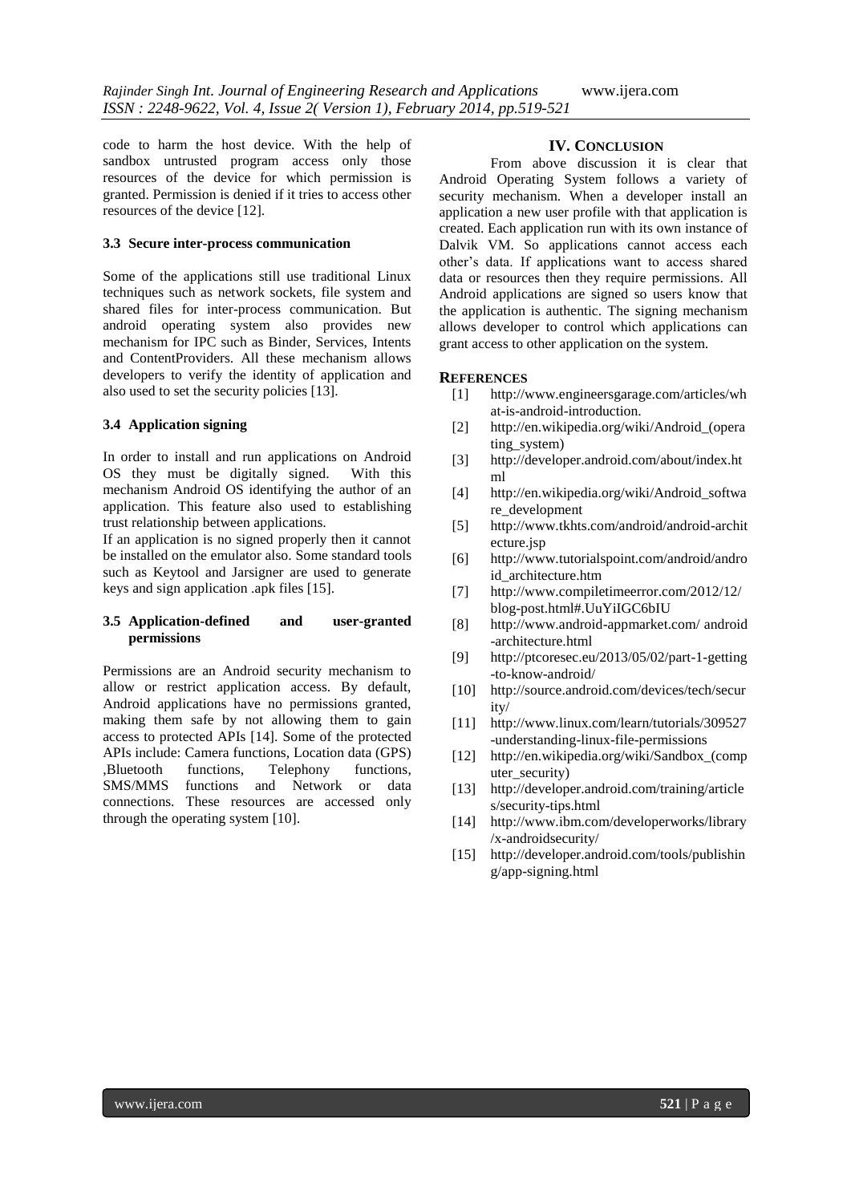code to harm the host device. With the help of sandbox untrusted program access only those resources of the device for which permission is granted. Permission is denied if it tries to access other resources of the device [12].

### 3.3 Secure inter-process communication

Some of the applications still use traditional Linux techniques such as network sockets, file system and shared files for inter-process communication. But android operating system also provides new mechanism for IPC such as Binder, Services, Intents and ContentProviders. All these mechanism allows developers to verify the identity of application and also used to set the security policies [13].

### 3.4 Application signing

In order to install and run applications on Android OS they must be digitally signed. With this mechanism Android OS identifying the author of an application. This feature also used to establishing trust relationship between applications.

If an application is no signed properly then it cannot be installed on the emulator also. Some standard tools such as Keytool and Jarsigner are used to generate keys and sign application .apk files [15].

### 3.5 Application-defined and user-granted permissions

Permissions are an Android security mechanism to allow or restrict application access. By default, Android applications have no permissions granted, making them safe by not allowing them to gain access to protected APIs [14]. Some of the protected APIs include: Camera functions, Location data (GPS) ,Bluetooth functions, Telephony functions, SMS/MMS functions and Network or data connections. These resources are accessed only through the operating system [10].

## IV. Conclusion

From above discussion it is clear that Android Operating System follows a variety of security mechanism. When a developer install an application a new user profile with that application is created. Each application run with its own instance of Dalvik VM. So applications cannot access each other's data. If applications want to access shared data or resources then they require permissions. All Android applications are signed so users know that the application is authentic. The signing mechanism allows developer to control which applications can grant access to other application on the system.

## References

[1] http://www.engineersgarage.com/articles/what-is-android-introduction.

[2] http://en.wikipedia.org/wiki/Android_(operating_system)

[3] http://developer.android.com/about/index.html

[4] http://en.wikipedia.org/wiki/Android_software_development

[5] http://www.tkhts.com/android/android-architecture.jsp

[6] http://www.tutorialspoint.com/android/android_architecture.htm

[7] http://www.compiletimeerror.com/2012/12/blog-post.html#.UuYiIGC6bIU

[8] http://www.android-appmarket.com/ android-architecture.html

[9] http://ptcoresec.eu/2013/05/02/part-1-getting-to-know-android/

[10] http://source.android.com/devices/tech/security/

[11] http://www.linux.com/learn/tutorials/309527-understanding-linux-file-permissions

[12] http://en.wikipedia.org/wiki/Sandbox_(computer_security)

[13] http://developer.android.com/training/articles/security-tips.html

[14] http://www.ibm.com/developerworks/library/x-androidsecurity/

[15] http://developer.android.com/tools/publishing/app-signing.html